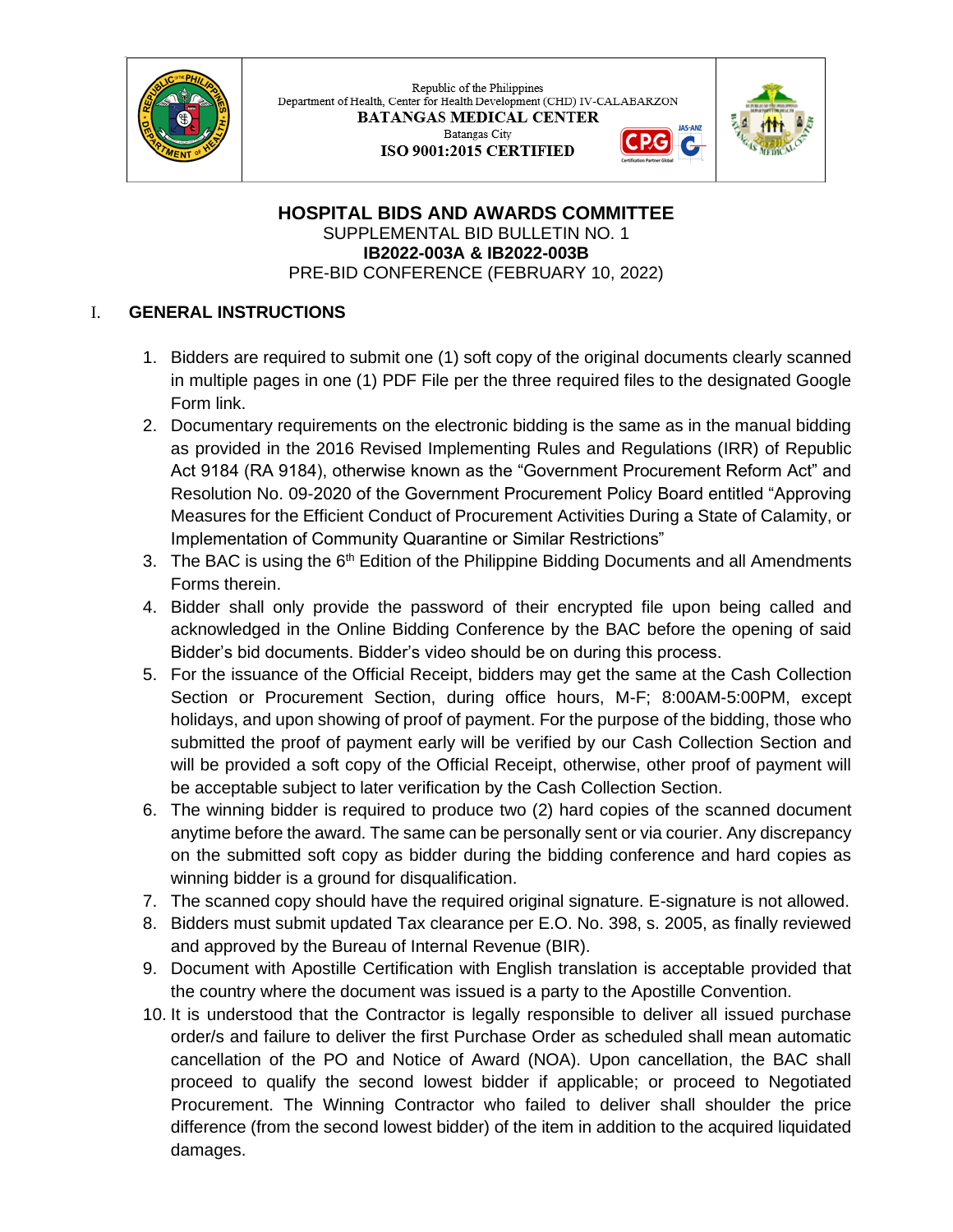Republic of the Philippines
Department of Health, Center for Health Development (CHD) IV-CALABARZON
**BATANGAS MEDICAL CENTER**
Batangas City
**ISO 9001:2015 CERTIFIED**

# HOSPITAL BIDS AND AWARDS COMMITTEE

SUPPLEMENTAL BID BULLETIN NO. 1

**IB2022-003A & IB2022-003B**

PRE-BID CONFERENCE (FEBRUARY 10, 2022)

## I. GENERAL INSTRUCTIONS

1. Bidders are required to submit one (1) soft copy of the original documents clearly scanned in multiple pages in one (1) PDF File per the three required files to the designated Google Form link.
2. Documentary requirements on the electronic bidding is the same as in the manual bidding as provided in the 2016 Revised Implementing Rules and Regulations (IRR) of Republic Act 9184 (RA 9184), otherwise known as the "Government Procurement Reform Act" and Resolution No. 09-2020 of the Government Procurement Policy Board entitled "Approving Measures for the Efficient Conduct of Procurement Activities During a State of Calamity, or Implementation of Community Quarantine or Similar Restrictions"
3. The BAC is using the 6th Edition of the Philippine Bidding Documents and all Amendments Forms therein.
4. Bidder shall only provide the password of their encrypted file upon being called and acknowledged in the Online Bidding Conference by the BAC before the opening of said Bidder's bid documents. Bidder's video should be on during this process.
5. For the issuance of the Official Receipt, bidders may get the same at the Cash Collection Section or Procurement Section, during office hours, M-F; 8:00AM-5:00PM, except holidays, and upon showing of proof of payment. For the purpose of the bidding, those who submitted the proof of payment early will be verified by our Cash Collection Section and will be provided a soft copy of the Official Receipt, otherwise, other proof of payment will be acceptable subject to later verification by the Cash Collection Section.
6. The winning bidder is required to produce two (2) hard copies of the scanned document anytime before the award. The same can be personally sent or via courier. Any discrepancy on the submitted soft copy as bidder during the bidding conference and hard copies as winning bidder is a ground for disqualification.
7. The scanned copy should have the required original signature. E-signature is not allowed.
8. Bidders must submit updated Tax clearance per E.O. No. 398, s. 2005, as finally reviewed and approved by the Bureau of Internal Revenue (BIR).
9. Document with Apostille Certification with English translation is acceptable provided that the country where the document was issued is a party to the Apostille Convention.
10. It is understood that the Contractor is legally responsible to deliver all issued purchase order/s and failure to deliver the first Purchase Order as scheduled shall mean automatic cancellation of the PO and Notice of Award (NOA). Upon cancellation, the BAC shall proceed to qualify the second lowest bidder if applicable; or proceed to Negotiated Procurement. The Winning Contractor who failed to deliver shall shoulder the price difference (from the second lowest bidder) of the item in addition to the acquired liquidated damages.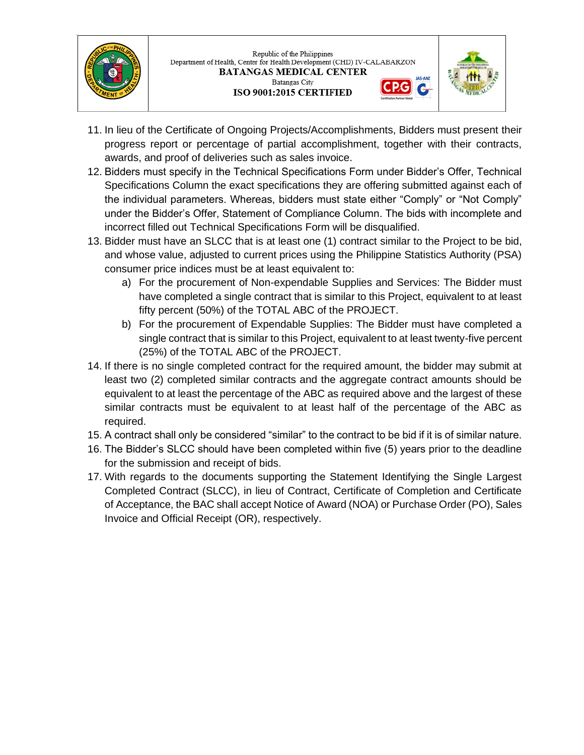11. In lieu of the Certificate of Ongoing Projects/Accomplishments, Bidders must present their progress report or percentage of partial accomplishment, together with their contracts, awards, and proof of deliveries such as sales invoice.
12. Bidders must specify in the Technical Specifications Form under Bidder's Offer, Technical Specifications Column the exact specifications they are offering submitted against each of the individual parameters. Whereas, bidders must state either "Comply" or "Not Comply" under the Bidder's Offer, Statement of Compliance Column. The bids with incomplete and incorrect filled out Technical Specifications Form will be disqualified.
13. Bidder must have an SLCC that is at least one (1) contract similar to the Project to be bid, and whose value, adjusted to current prices using the Philippine Statistics Authority (PSA) consumer price indices must be at least equivalent to:
    a) For the procurement of Non-expendable Supplies and Services: The Bidder must have completed a single contract that is similar to this Project, equivalent to at least fifty percent (50%) of the TOTAL ABC of the PROJECT.
    b) For the procurement of Expendable Supplies: The Bidder must have completed a single contract that is similar to this Project, equivalent to at least twenty-five percent (25%) of the TOTAL ABC of the PROJECT.
14. If there is no single completed contract for the required amount, the bidder may submit at least two (2) completed similar contracts and the aggregate contract amounts should be equivalent to at least the percentage of the ABC as required above and the largest of these similar contracts must be equivalent to at least half of the percentage of the ABC as required.
15. A contract shall only be considered "similar" to the contract to be bid if it is of similar nature.
16. The Bidder's SLCC should have been completed within five (5) years prior to the deadline for the submission and receipt of bids.
17. With regards to the documents supporting the Statement Identifying the Single Largest Completed Contract (SLCC), in lieu of Contract, Certificate of Completion and Certificate of Acceptance, the BAC shall accept Notice of Award (NOA) or Purchase Order (PO), Sales Invoice and Official Receipt (OR), respectively.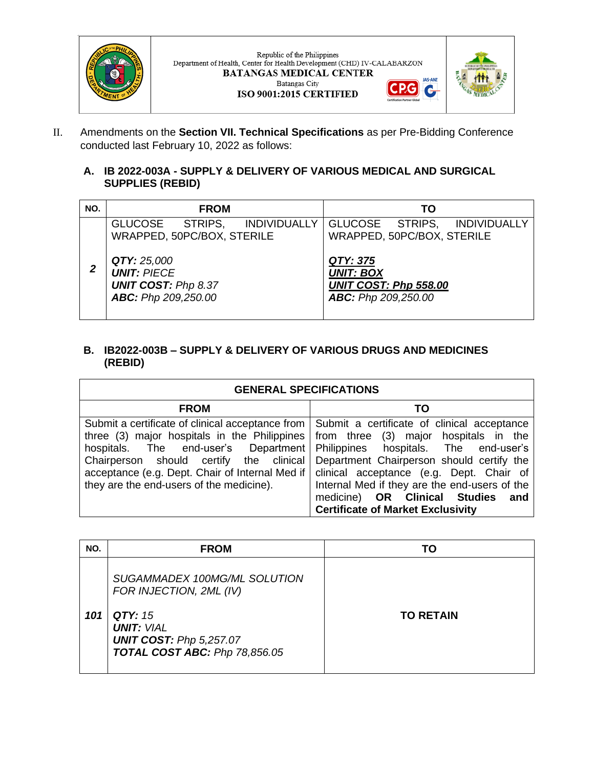II. Amendments on the **Section VII. Technical Specifications** as per Pre-Bidding Conference conducted last February 10, 2022 as follows:

**A. IB 2022-003A - SUPPLY & DELIVERY OF VARIOUS MEDICAL AND SURGICAL SUPPLIES (REBID)**

| NO. | FROM | TO |
|---|---|---|
| *2* | GLUCOSE STRIPS, INDIVIDUALLY WRAPPED, 50PC/BOX, STERILE<br><br>***QTY:*** *25,000*<br>***UNIT:*** *PIECE*<br>***UNIT COST:*** *Php 8.37*<br>***ABC:*** *Php 209,250.00* | GLUCOSE STRIPS, INDIVIDUALLY WRAPPED, 50PC/BOX, STERILE<br><br>***QTY: 375***<br>***UNIT: BOX***<br>***UNIT COST: Php 558.00***<br>***ABC:*** *Php 209,250.00* |

**B. IB2022-003B – SUPPLY & DELIVERY OF VARIOUS DRUGS AND MEDICINES (REBID)**

| GENERAL SPECIFICATIONS | |
|---|---|
| **FROM** | **TO** |
| Submit a certificate of clinical acceptance from three (3) major hospitals in the Philippines hospitals. The end-user's Department Chairperson should certify the clinical acceptance (e.g. Dept. Chair of Internal Med if they are the end-users of the medicine). | Submit a certificate of clinical acceptance from three (3) major hospitals in the Philippines hospitals. The end-user's Department Chairperson should certify the clinical acceptance (e.g. Dept. Chair of Internal Med if they are the end-users of the medicine) **OR Clinical Studies and Certificate of Market Exclusivity** |

| NO. | FROM | TO |
|---|---|---|
| *101* | *SUGAMMADEX 100MG/ML SOLUTION FOR INJECTION, 2ML (IV)*<br><br>***QTY:*** *15*<br>***UNIT:*** *VIAL*<br>***UNIT COST:*** *Php 5,257.07*<br>***TOTAL COST ABC:*** *Php 78,856.05* | **TO RETAIN** |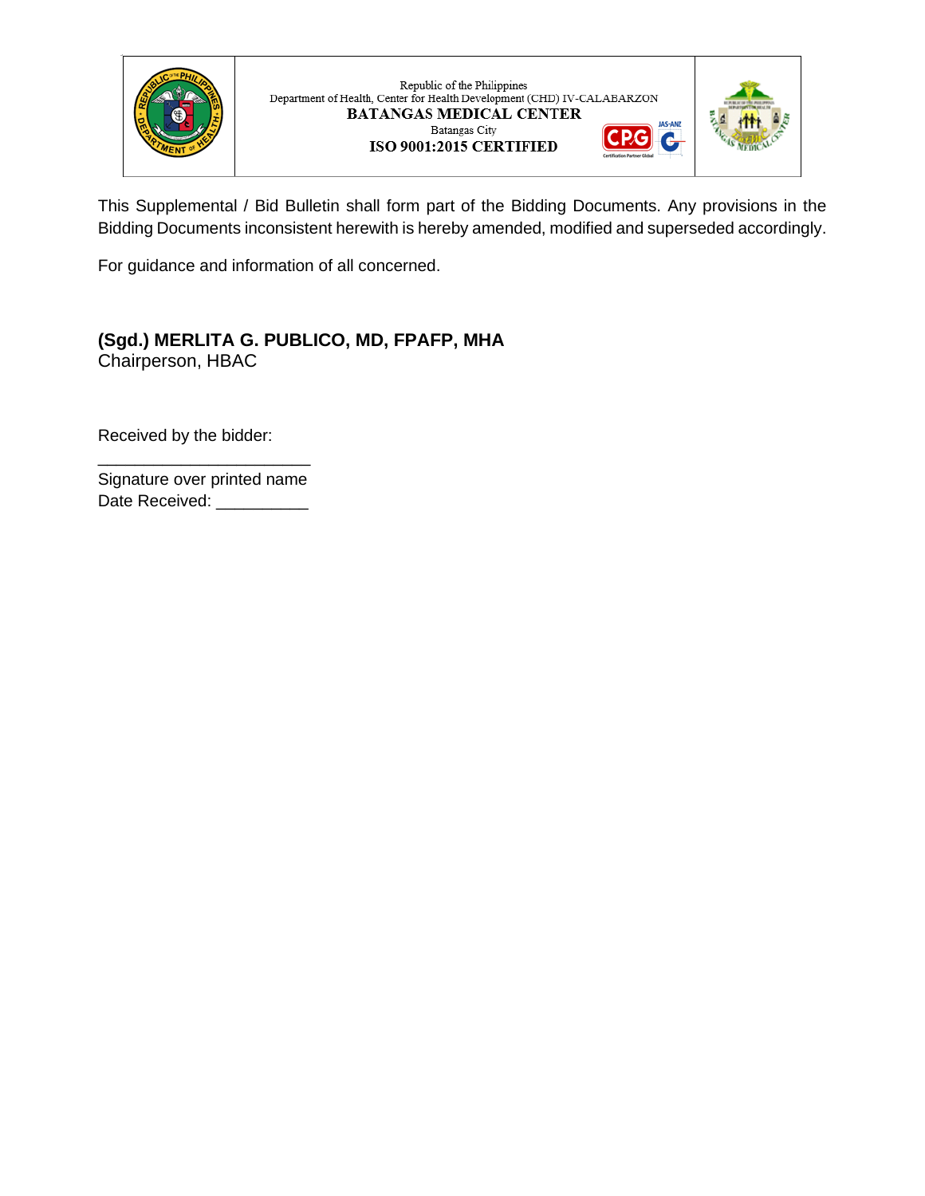This Supplemental / Bid Bulletin shall form part of the Bidding Documents. Any provisions in the Bidding Documents inconsistent herewith is hereby amended, modified and superseded accordingly.

For guidance and information of all concerned.

**(Sgd.) MERLITA G. PUBLICO, MD, FPAFP, MHA**
Chairperson, HBAC

Received by the bidder:

______________________
Signature over printed name
Date Received: __________